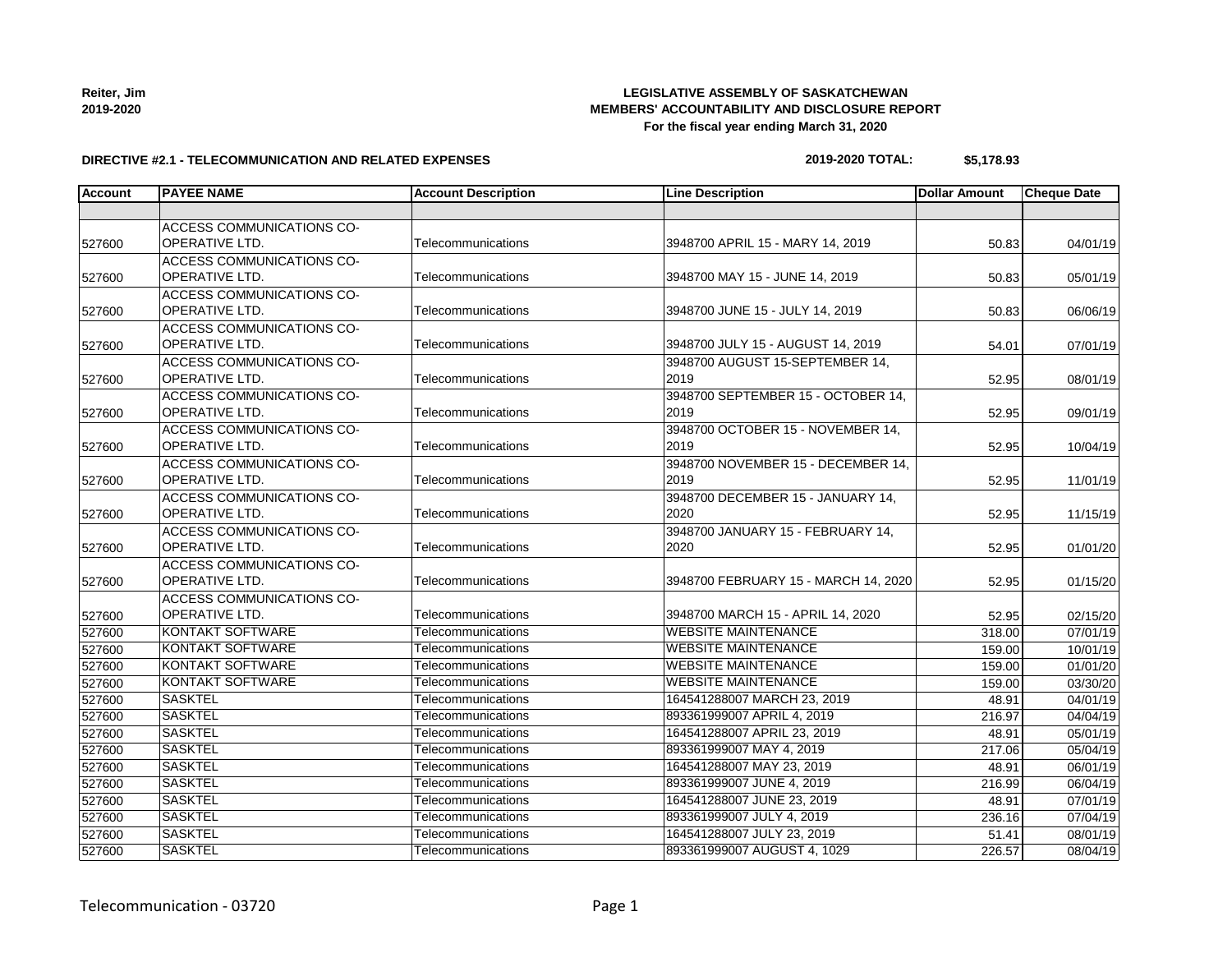Reiter, Jim
2019-2020

**LEGISLATIVE ASSEMBLY OF SASKATCHEWAN**
**MEMBERS' ACCOUNTABILITY AND DISCLOSURE REPORT**
**For the fiscal year ending March 31, 2020**

**DIRECTIVE #2.1 - TELECOMMUNICATION AND RELATED EXPENSES**

**2019-2020 TOTAL: $5,178.93**

| Account | PAYEE NAME | Account Description | Line Description | Dollar Amount | Cheque Date |
|---|---|---|---|---|---|
| | | | | | |
| 527600 | ACCESS COMMUNICATIONS CO-OPERATIVE LTD. | Telecommunications | 3948700 APRIL 15 - MARY 14, 2019 | 50.83 | 04/01/19 |
| 527600 | ACCESS COMMUNICATIONS CO-OPERATIVE LTD. | Telecommunications | 3948700 MAY 15 - JUNE 14, 2019 | 50.83 | 05/01/19 |
| 527600 | ACCESS COMMUNICATIONS CO-OPERATIVE LTD. | Telecommunications | 3948700 JUNE 15 - JULY 14, 2019 | 50.83 | 06/06/19 |
| 527600 | ACCESS COMMUNICATIONS CO-OPERATIVE LTD. | Telecommunications | 3948700 JULY 15 - AUGUST 14, 2019 | 54.01 | 07/01/19 |
| 527600 | ACCESS COMMUNICATIONS CO-OPERATIVE LTD. | Telecommunications | 3948700 AUGUST 15-SEPTEMBER 14, 2019 | 52.95 | 08/01/19 |
| 527600 | ACCESS COMMUNICATIONS CO-OPERATIVE LTD. | Telecommunications | 3948700 SEPTEMBER 15 - OCTOBER 14, 2019 | 52.95 | 09/01/19 |
| 527600 | ACCESS COMMUNICATIONS CO-OPERATIVE LTD. | Telecommunications | 3948700 OCTOBER 15 - NOVEMBER 14, 2019 | 52.95 | 10/04/19 |
| 527600 | ACCESS COMMUNICATIONS CO-OPERATIVE LTD. | Telecommunications | 3948700 NOVEMBER 15 - DECEMBER 14, 2019 | 52.95 | 11/01/19 |
| 527600 | ACCESS COMMUNICATIONS CO-OPERATIVE LTD. | Telecommunications | 3948700 DECEMBER 15 - JANUARY 14, 2020 | 52.95 | 11/15/19 |
| 527600 | ACCESS COMMUNICATIONS CO-OPERATIVE LTD. | Telecommunications | 3948700 JANUARY 15 - FEBRUARY 14, 2020 | 52.95 | 01/01/20 |
| 527600 | ACCESS COMMUNICATIONS CO-OPERATIVE LTD. | Telecommunications | 3948700 FEBRUARY 15 - MARCH 14, 2020 | 52.95 | 01/15/20 |
| 527600 | ACCESS COMMUNICATIONS CO-OPERATIVE LTD. | Telecommunications | 3948700 MARCH 15 - APRIL 14, 2020 | 52.95 | 02/15/20 |
| 527600 | KONTAKT SOFTWARE | Telecommunications | WEBSITE MAINTENANCE | 318.00 | 07/01/19 |
| 527600 | KONTAKT SOFTWARE | Telecommunications | WEBSITE MAINTENANCE | 159.00 | 10/01/19 |
| 527600 | KONTAKT SOFTWARE | Telecommunications | WEBSITE MAINTENANCE | 159.00 | 01/01/20 |
| 527600 | KONTAKT SOFTWARE | Telecommunications | WEBSITE MAINTENANCE | 159.00 | 03/30/20 |
| 527600 | SASKTEL | Telecommunications | 164541288007 MARCH 23, 2019 | 48.91 | 04/01/19 |
| 527600 | SASKTEL | Telecommunications | 893361999007 APRIL 4, 2019 | 216.97 | 04/04/19 |
| 527600 | SASKTEL | Telecommunications | 164541288007 APRIL 23, 2019 | 48.91 | 05/01/19 |
| 527600 | SASKTEL | Telecommunications | 893361999007 MAY 4, 2019 | 217.06 | 05/04/19 |
| 527600 | SASKTEL | Telecommunications | 164541288007 MAY 23, 2019 | 48.91 | 06/01/19 |
| 527600 | SASKTEL | Telecommunications | 893361999007 JUNE 4, 2019 | 216.99 | 06/04/19 |
| 527600 | SASKTEL | Telecommunications | 164541288007 JUNE 23, 2019 | 48.91 | 07/01/19 |
| 527600 | SASKTEL | Telecommunications | 893361999007 JULY 4, 2019 | 236.16 | 07/04/19 |
| 527600 | SASKTEL | Telecommunications | 164541288007 JULY 23, 2019 | 51.41 | 08/01/19 |
| 527600 | SASKTEL | Telecommunications | 893361999007 AUGUST 4, 1029 | 226.57 | 08/04/19 |

Telecommunication - 03720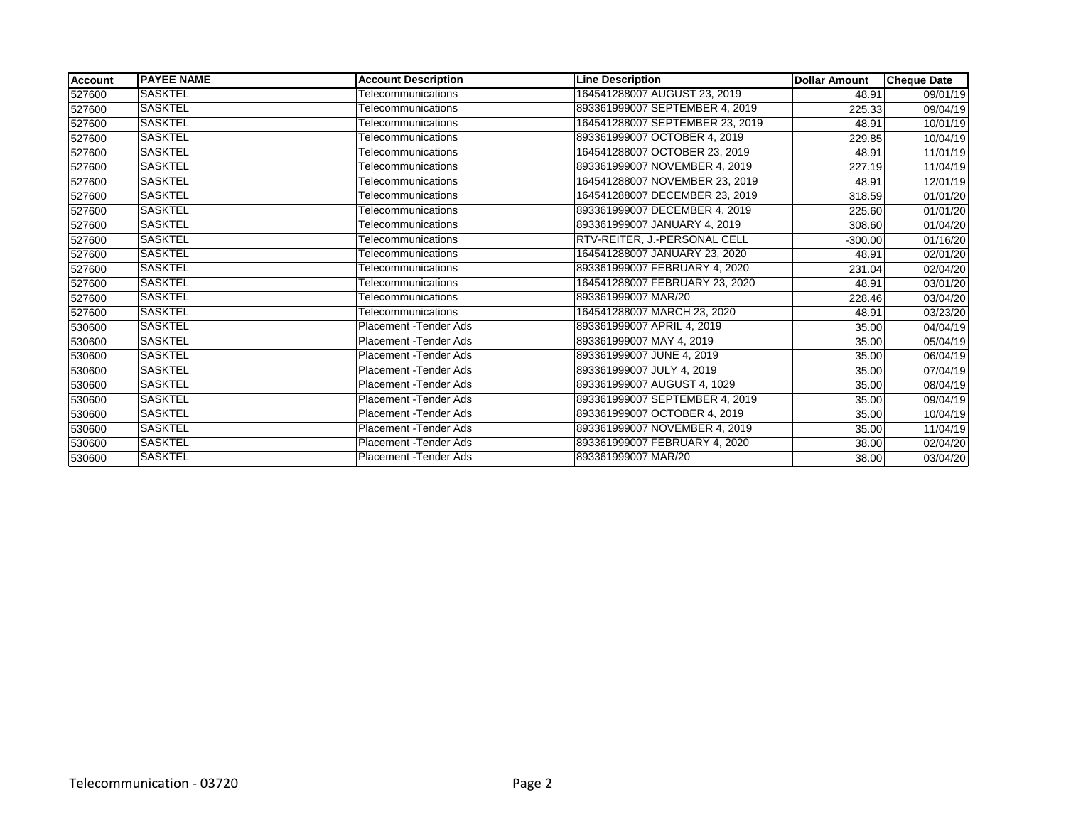| Account | PAYEE NAME | Account Description | Line Description | Dollar Amount | Cheque Date |
|---|---|---|---|---|---|
| 527600 | SASKTEL | Telecommunications | 164541288007 AUGUST 23, 2019 | 48.91 | 09/01/19 |
| 527600 | SASKTEL | Telecommunications | 893361999007 SEPTEMBER 4, 2019 | 225.33 | 09/04/19 |
| 527600 | SASKTEL | Telecommunications | 164541288007 SEPTEMBER 23, 2019 | 48.91 | 10/01/19 |
| 527600 | SASKTEL | Telecommunications | 893361999007 OCTOBER 4, 2019 | 229.85 | 10/04/19 |
| 527600 | SASKTEL | Telecommunications | 164541288007 OCTOBER 23, 2019 | 48.91 | 11/01/19 |
| 527600 | SASKTEL | Telecommunications | 893361999007 NOVEMBER 4, 2019 | 227.19 | 11/04/19 |
| 527600 | SASKTEL | Telecommunications | 164541288007 NOVEMBER 23, 2019 | 48.91 | 12/01/19 |
| 527600 | SASKTEL | Telecommunications | 164541288007 DECEMBER 23, 2019 | 318.59 | 01/01/20 |
| 527600 | SASKTEL | Telecommunications | 893361999007 DECEMBER 4, 2019 | 225.60 | 01/01/20 |
| 527600 | SASKTEL | Telecommunications | 893361999007 JANUARY 4, 2019 | 308.60 | 01/04/20 |
| 527600 | SASKTEL | Telecommunications | RTV-REITER, J.-PERSONAL CELL | -300.00 | 01/16/20 |
| 527600 | SASKTEL | Telecommunications | 164541288007 JANUARY 23, 2020 | 48.91 | 02/01/20 |
| 527600 | SASKTEL | Telecommunications | 893361999007 FEBRUARY 4, 2020 | 231.04 | 02/04/20 |
| 527600 | SASKTEL | Telecommunications | 164541288007 FEBRUARY 23, 2020 | 48.91 | 03/01/20 |
| 527600 | SASKTEL | Telecommunications | 893361999007 MAR/20 | 228.46 | 03/04/20 |
| 527600 | SASKTEL | Telecommunications | 164541288007 MARCH 23, 2020 | 48.91 | 03/23/20 |
| 530600 | SASKTEL | Placement -Tender Ads | 893361999007 APRIL 4, 2019 | 35.00 | 04/04/19 |
| 530600 | SASKTEL | Placement -Tender Ads | 893361999007 MAY 4, 2019 | 35.00 | 05/04/19 |
| 530600 | SASKTEL | Placement -Tender Ads | 893361999007 JUNE 4, 2019 | 35.00 | 06/04/19 |
| 530600 | SASKTEL | Placement -Tender Ads | 893361999007 JULY 4, 2019 | 35.00 | 07/04/19 |
| 530600 | SASKTEL | Placement -Tender Ads | 893361999007 AUGUST 4, 1029 | 35.00 | 08/04/19 |
| 530600 | SASKTEL | Placement -Tender Ads | 893361999007 SEPTEMBER 4, 2019 | 35.00 | 09/04/19 |
| 530600 | SASKTEL | Placement -Tender Ads | 893361999007 OCTOBER 4, 2019 | 35.00 | 10/04/19 |
| 530600 | SASKTEL | Placement -Tender Ads | 893361999007 NOVEMBER 4, 2019 | 35.00 | 11/04/19 |
| 530600 | SASKTEL | Placement -Tender Ads | 893361999007 FEBRUARY 4, 2020 | 38.00 | 02/04/20 |
| 530600 | SASKTEL | Placement -Tender Ads | 893361999007 MAR/20 | 38.00 | 03/04/20 |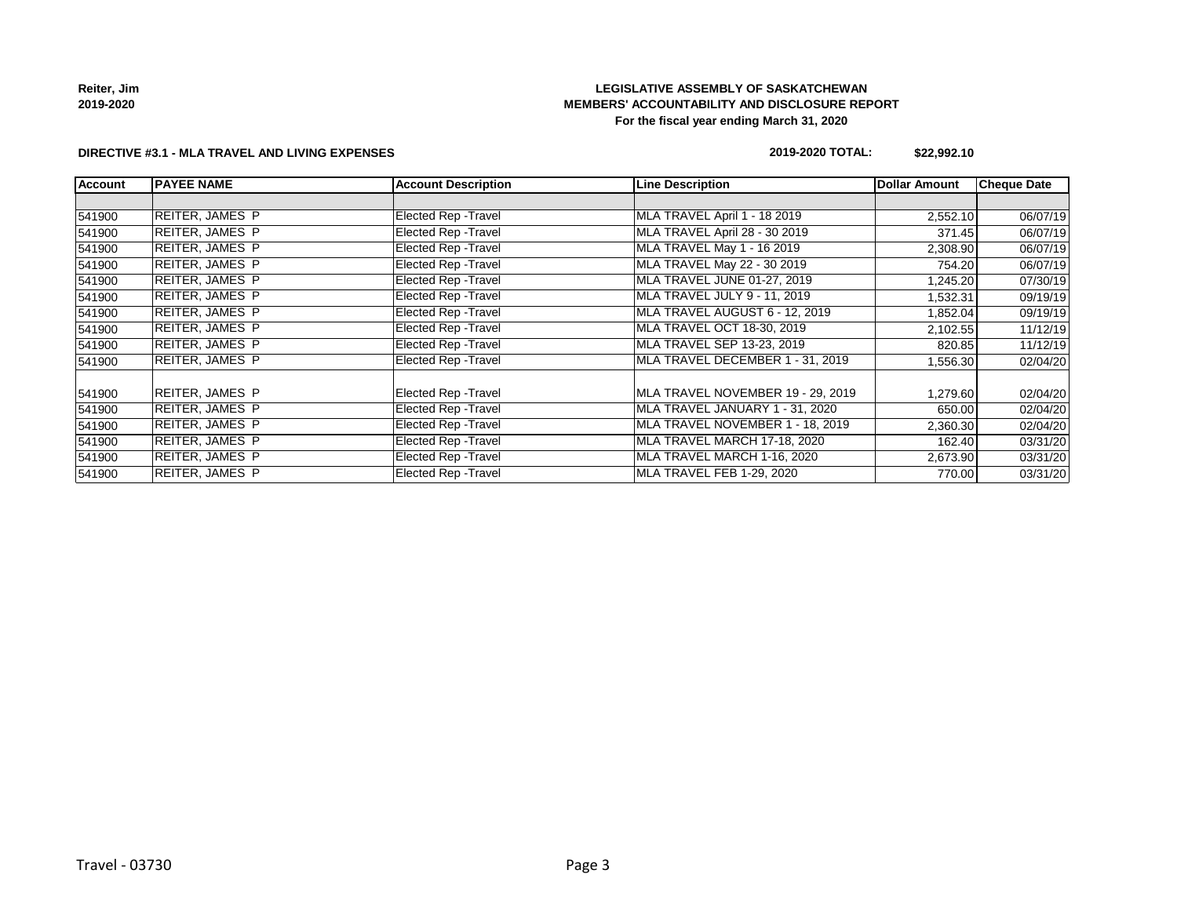Reiter, Jim
2019-2020

**LEGISLATIVE ASSEMBLY OF SASKATCHEWAN**
**MEMBERS' ACCOUNTABILITY AND DISCLOSURE REPORT**
**For the fiscal year ending March 31, 2020**

**DIRECTIVE #3.1 - MLA TRAVEL AND LIVING EXPENSES**

**2019-2020 TOTAL: $22,992.10**

| Account | PAYEE NAME | Account Description | Line Description | Dollar Amount | Cheque Date |
|---|---|---|---|---|---|
| | | | | | |
| 541900 | REITER, JAMES P | Elected Rep -Travel | MLA TRAVEL April 1 - 18 2019 | 2,552.10 | 06/07/19 |
| 541900 | REITER, JAMES P | Elected Rep -Travel | MLA TRAVEL April 28 - 30 2019 | 371.45 | 06/07/19 |
| 541900 | REITER, JAMES P | Elected Rep -Travel | MLA TRAVEL May 1 - 16 2019 | 2,308.90 | 06/07/19 |
| 541900 | REITER, JAMES P | Elected Rep -Travel | MLA TRAVEL May 22 - 30 2019 | 754.20 | 06/07/19 |
| 541900 | REITER, JAMES P | Elected Rep -Travel | MLA TRAVEL JUNE 01-27, 2019 | 1,245.20 | 07/30/19 |
| 541900 | REITER, JAMES P | Elected Rep -Travel | MLA TRAVEL JULY 9 - 11, 2019 | 1,532.31 | 09/19/19 |
| 541900 | REITER, JAMES P | Elected Rep -Travel | MLA TRAVEL AUGUST 6 - 12, 2019 | 1,852.04 | 09/19/19 |
| 541900 | REITER, JAMES P | Elected Rep -Travel | MLA TRAVEL OCT 18-30, 2019 | 2,102.55 | 11/12/19 |
| 541900 | REITER, JAMES P | Elected Rep -Travel | MLA TRAVEL SEP 13-23, 2019 | 820.85 | 11/12/19 |
| 541900 | REITER, JAMES P | Elected Rep -Travel | MLA TRAVEL DECEMBER 1 - 31, 2019 | 1,556.30 | 02/04/20 |
| 541900 | REITER, JAMES P | Elected Rep -Travel | MLA TRAVEL NOVEMBER 19 - 29, 2019 | 1,279.60 | 02/04/20 |
| 541900 | REITER, JAMES P | Elected Rep -Travel | MLA TRAVEL JANUARY 1 - 31, 2020 | 650.00 | 02/04/20 |
| 541900 | REITER, JAMES P | Elected Rep -Travel | MLA TRAVEL NOVEMBER 1 - 18, 2019 | 2,360.30 | 02/04/20 |
| 541900 | REITER, JAMES P | Elected Rep -Travel | MLA TRAVEL MARCH 17-18, 2020 | 162.40 | 03/31/20 |
| 541900 | REITER, JAMES P | Elected Rep -Travel | MLA TRAVEL MARCH 1-16, 2020 | 2,673.90 | 03/31/20 |
| 541900 | REITER, JAMES P | Elected Rep -Travel | MLA TRAVEL FEB 1-29, 2020 | 770.00 | 03/31/20 |

Travel - 03730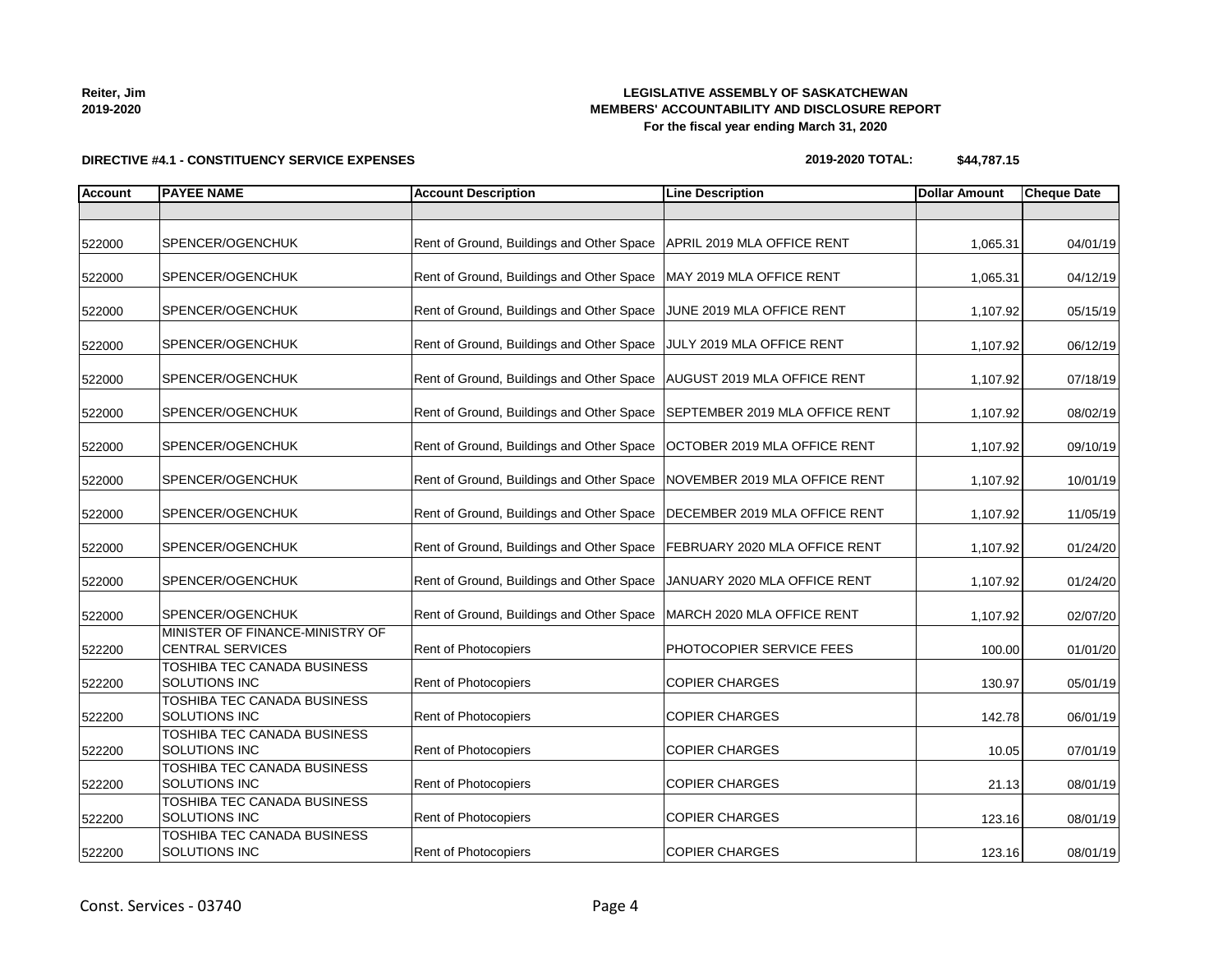**Reiter, Jim**
**2019-2020**

**LEGISLATIVE ASSEMBLY OF SASKATCHEWAN**
**MEMBERS' ACCOUNTABILITY AND DISCLOSURE REPORT**
**For the fiscal year ending March 31, 2020**

**DIRECTIVE #4.1 - CONSTITUENCY SERVICE EXPENSES**

**2019-2020 TOTAL: $44,787.15**

| Account | PAYEE NAME | Account Description | Line Description | Dollar Amount | Cheque Date |
|---|---|---|---|---|---|
| | | | | | |
| 522000 | SPENCER/OGENCHUK | Rent of Ground, Buildings and Other Space | APRIL 2019 MLA OFFICE RENT | 1,065.31 | 04/01/19 |
| 522000 | SPENCER/OGENCHUK | Rent of Ground, Buildings and Other Space | MAY 2019 MLA OFFICE RENT | 1,065.31 | 04/12/19 |
| 522000 | SPENCER/OGENCHUK | Rent of Ground, Buildings and Other Space | JUNE 2019 MLA OFFICE RENT | 1,107.92 | 05/15/19 |
| 522000 | SPENCER/OGENCHUK | Rent of Ground, Buildings and Other Space | JULY 2019 MLA OFFICE RENT | 1,107.92 | 06/12/19 |
| 522000 | SPENCER/OGENCHUK | Rent of Ground, Buildings and Other Space | AUGUST 2019 MLA OFFICE RENT | 1,107.92 | 07/18/19 |
| 522000 | SPENCER/OGENCHUK | Rent of Ground, Buildings and Other Space | SEPTEMBER 2019 MLA OFFICE RENT | 1,107.92 | 08/02/19 |
| 522000 | SPENCER/OGENCHUK | Rent of Ground, Buildings and Other Space | OCTOBER 2019 MLA OFFICE RENT | 1,107.92 | 09/10/19 |
| 522000 | SPENCER/OGENCHUK | Rent of Ground, Buildings and Other Space | NOVEMBER 2019 MLA OFFICE RENT | 1,107.92 | 10/01/19 |
| 522000 | SPENCER/OGENCHUK | Rent of Ground, Buildings and Other Space | DECEMBER 2019 MLA OFFICE RENT | 1,107.92 | 11/05/19 |
| 522000 | SPENCER/OGENCHUK | Rent of Ground, Buildings and Other Space | FEBRUARY 2020 MLA OFFICE RENT | 1,107.92 | 01/24/20 |
| 522000 | SPENCER/OGENCHUK | Rent of Ground, Buildings and Other Space | JANUARY 2020 MLA OFFICE RENT | 1,107.92 | 01/24/20 |
| 522000 | SPENCER/OGENCHUK | Rent of Ground, Buildings and Other Space | MARCH 2020 MLA OFFICE RENT | 1,107.92 | 02/07/20 |
| 522200 | MINISTER OF FINANCE-MINISTRY OF CENTRAL SERVICES | Rent of Photocopiers | PHOTOCOPIER SERVICE FEES | 100.00 | 01/01/20 |
| 522200 | TOSHIBA TEC CANADA BUSINESS SOLUTIONS INC | Rent of Photocopiers | COPIER CHARGES | 130.97 | 05/01/19 |
| 522200 | TOSHIBA TEC CANADA BUSINESS SOLUTIONS INC | Rent of Photocopiers | COPIER CHARGES | 142.78 | 06/01/19 |
| 522200 | TOSHIBA TEC CANADA BUSINESS SOLUTIONS INC | Rent of Photocopiers | COPIER CHARGES | 10.05 | 07/01/19 |
| 522200 | TOSHIBA TEC CANADA BUSINESS SOLUTIONS INC | Rent of Photocopiers | COPIER CHARGES | 21.13 | 08/01/19 |
| 522200 | TOSHIBA TEC CANADA BUSINESS SOLUTIONS INC | Rent of Photocopiers | COPIER CHARGES | 123.16 | 08/01/19 |
| 522200 | TOSHIBA TEC CANADA BUSINESS SOLUTIONS INC | Rent of Photocopiers | COPIER CHARGES | 123.16 | 08/01/19 |

Const. Services - 03740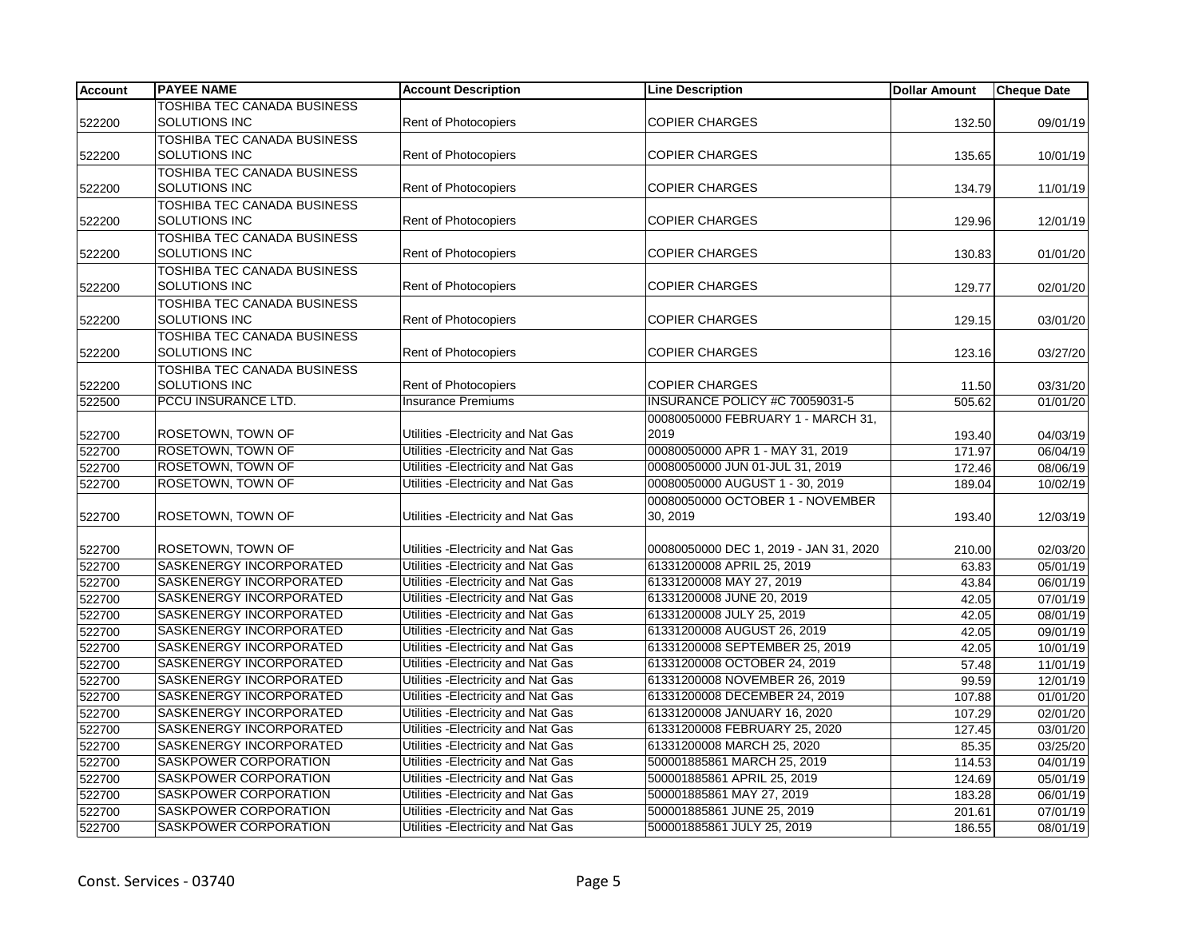| Account | PAYEE NAME | Account Description | Line Description | Dollar Amount | Cheque Date |
|---|---|---|---|---|---|
| 522200 | TOSHIBA TEC CANADA BUSINESS SOLUTIONS INC | Rent of Photocopiers | COPIER CHARGES | 132.50 | 09/01/19 |
| 522200 | TOSHIBA TEC CANADA BUSINESS SOLUTIONS INC | Rent of Photocopiers | COPIER CHARGES | 135.65 | 10/01/19 |
| 522200 | TOSHIBA TEC CANADA BUSINESS SOLUTIONS INC | Rent of Photocopiers | COPIER CHARGES | 134.79 | 11/01/19 |
| 522200 | TOSHIBA TEC CANADA BUSINESS SOLUTIONS INC | Rent of Photocopiers | COPIER CHARGES | 129.96 | 12/01/19 |
| 522200 | TOSHIBA TEC CANADA BUSINESS SOLUTIONS INC | Rent of Photocopiers | COPIER CHARGES | 130.83 | 01/01/20 |
| 522200 | TOSHIBA TEC CANADA BUSINESS SOLUTIONS INC | Rent of Photocopiers | COPIER CHARGES | 129.77 | 02/01/20 |
| 522200 | TOSHIBA TEC CANADA BUSINESS SOLUTIONS INC | Rent of Photocopiers | COPIER CHARGES | 129.15 | 03/01/20 |
| 522200 | TOSHIBA TEC CANADA BUSINESS SOLUTIONS INC | Rent of Photocopiers | COPIER CHARGES | 123.16 | 03/27/20 |
| 522200 | TOSHIBA TEC CANADA BUSINESS SOLUTIONS INC | Rent of Photocopiers | COPIER CHARGES | 11.50 | 03/31/20 |
| 522500 | PCCU INSURANCE LTD. | Insurance Premiums | INSURANCE POLICY #C 70059031-5 | 505.62 | 01/01/20 |
| 522700 | ROSETOWN, TOWN OF | Utilities -Electricity and Nat Gas | 00080050000 FEBRUARY 1 - MARCH 31, 2019 | 193.40 | 04/03/19 |
| 522700 | ROSETOWN, TOWN OF | Utilities -Electricity and Nat Gas | 00080050000 APR 1 - MAY 31, 2019 | 171.97 | 06/04/19 |
| 522700 | ROSETOWN, TOWN OF | Utilities -Electricity and Nat Gas | 00080050000 JUN 01-JUL 31, 2019 | 172.46 | 08/06/19 |
| 522700 | ROSETOWN, TOWN OF | Utilities -Electricity and Nat Gas | 00080050000 AUGUST 1 - 30, 2019 | 189.04 | 10/02/19 |
| 522700 | ROSETOWN, TOWN OF | Utilities -Electricity and Nat Gas | 00080050000 OCTOBER 1 - NOVEMBER 30, 2019 | 193.40 | 12/03/19 |
| 522700 | ROSETOWN, TOWN OF | Utilities -Electricity and Nat Gas | 00080050000 DEC 1, 2019 - JAN 31, 2020 | 210.00 | 02/03/20 |
| 522700 | SASKENERGY INCORPORATED | Utilities -Electricity and Nat Gas | 61331200008 APRIL 25, 2019 | 63.83 | 05/01/19 |
| 522700 | SASKENERGY INCORPORATED | Utilities -Electricity and Nat Gas | 61331200008 MAY 27, 2019 | 43.84 | 06/01/19 |
| 522700 | SASKENERGY INCORPORATED | Utilities -Electricity and Nat Gas | 61331200008 JUNE 20, 2019 | 42.05 | 07/01/19 |
| 522700 | SASKENERGY INCORPORATED | Utilities -Electricity and Nat Gas | 61331200008 JULY 25, 2019 | 42.05 | 08/01/19 |
| 522700 | SASKENERGY INCORPORATED | Utilities -Electricity and Nat Gas | 61331200008 AUGUST 26, 2019 | 42.05 | 09/01/19 |
| 522700 | SASKENERGY INCORPORATED | Utilities -Electricity and Nat Gas | 61331200008 SEPTEMBER 25, 2019 | 42.05 | 10/01/19 |
| 522700 | SASKENERGY INCORPORATED | Utilities -Electricity and Nat Gas | 61331200008 OCTOBER 24, 2019 | 57.48 | 11/01/19 |
| 522700 | SASKENERGY INCORPORATED | Utilities -Electricity and Nat Gas | 61331200008 NOVEMBER 26, 2019 | 99.59 | 12/01/19 |
| 522700 | SASKENERGY INCORPORATED | Utilities -Electricity and Nat Gas | 61331200008 DECEMBER 24, 2019 | 107.88 | 01/01/20 |
| 522700 | SASKENERGY INCORPORATED | Utilities -Electricity and Nat Gas | 61331200008 JANUARY 16, 2020 | 107.29 | 02/01/20 |
| 522700 | SASKENERGY INCORPORATED | Utilities -Electricity and Nat Gas | 61331200008 FEBRUARY 25, 2020 | 127.45 | 03/01/20 |
| 522700 | SASKENERGY INCORPORATED | Utilities -Electricity and Nat Gas | 61331200008 MARCH 25, 2020 | 85.35 | 03/25/20 |
| 522700 | SASKPOWER CORPORATION | Utilities -Electricity and Nat Gas | 500001885861 MARCH 25, 2019 | 114.53 | 04/01/19 |
| 522700 | SASKPOWER CORPORATION | Utilities -Electricity and Nat Gas | 500001885861 APRIL 25, 2019 | 124.69 | 05/01/19 |
| 522700 | SASKPOWER CORPORATION | Utilities -Electricity and Nat Gas | 500001885861 MAY 27, 2019 | 183.28 | 06/01/19 |
| 522700 | SASKPOWER CORPORATION | Utilities -Electricity and Nat Gas | 500001885861 JUNE 25, 2019 | 201.61 | 07/01/19 |
| 522700 | SASKPOWER CORPORATION | Utilities -Electricity and Nat Gas | 500001885861 JULY 25, 2019 | 186.55 | 08/01/19 |

Const. Services - 03740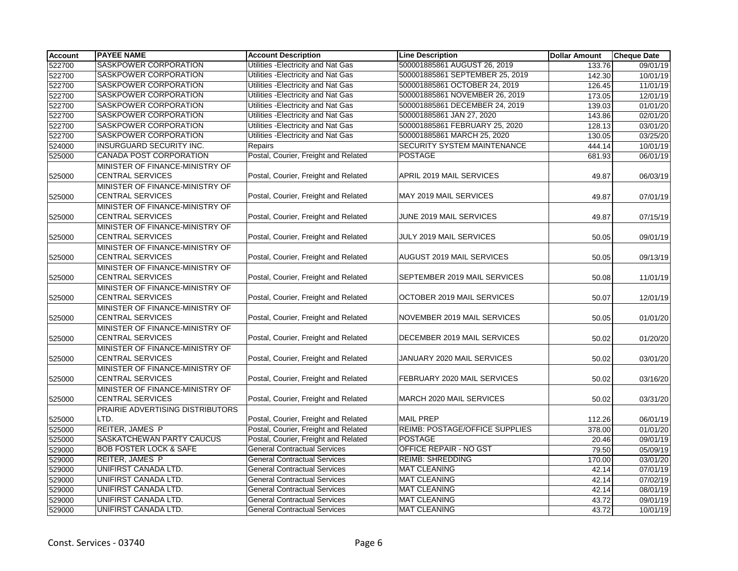| Account | PAYEE NAME | Account Description | Line Description | Dollar Amount | Cheque Date |
|---|---|---|---|---|---|
| 522700 | SASKPOWER CORPORATION | Utilities -Electricity and Nat Gas | 500001885861 AUGUST 26, 2019 | 133.76 | 09/01/19 |
| 522700 | SASKPOWER CORPORATION | Utilities -Electricity and Nat Gas | 500001885861 SEPTEMBER 25, 2019 | 142.30 | 10/01/19 |
| 522700 | SASKPOWER CORPORATION | Utilities -Electricity and Nat Gas | 500001885861 OCTOBER 24, 2019 | 126.45 | 11/01/19 |
| 522700 | SASKPOWER CORPORATION | Utilities -Electricity and Nat Gas | 500001885861 NOVEMBER 26, 2019 | 173.05 | 12/01/19 |
| 522700 | SASKPOWER CORPORATION | Utilities -Electricity and Nat Gas | 500001885861 DECEMBER 24, 2019 | 139.03 | 01/01/20 |
| 522700 | SASKPOWER CORPORATION | Utilities -Electricity and Nat Gas | 500001885861 JAN 27, 2020 | 143.86 | 02/01/20 |
| 522700 | SASKPOWER CORPORATION | Utilities -Electricity and Nat Gas | 500001885861 FEBRUARY 25, 2020 | 128.13 | 03/01/20 |
| 522700 | SASKPOWER CORPORATION | Utilities -Electricity and Nat Gas | 500001885861 MARCH 25, 2020 | 130.05 | 03/25/20 |
| 524000 | INSURGUARD SECURITY INC. | Repairs | SECURITY SYSTEM MAINTENANCE | 444.14 | 10/01/19 |
| 525000 | CANADA POST CORPORATION | Postal, Courier, Freight and Related | POSTAGE | 681.93 | 06/01/19 |
| 525000 | MINISTER OF FINANCE-MINISTRY OF CENTRAL SERVICES | Postal, Courier, Freight and Related | APRIL 2019 MAIL SERVICES | 49.87 | 06/03/19 |
| 525000 | MINISTER OF FINANCE-MINISTRY OF CENTRAL SERVICES | Postal, Courier, Freight and Related | MAY 2019 MAIL SERVICES | 49.87 | 07/01/19 |
| 525000 | MINISTER OF FINANCE-MINISTRY OF CENTRAL SERVICES | Postal, Courier, Freight and Related | JUNE 2019 MAIL SERVICES | 49.87 | 07/15/19 |
| 525000 | MINISTER OF FINANCE-MINISTRY OF CENTRAL SERVICES | Postal, Courier, Freight and Related | JULY 2019 MAIL SERVICES | 50.05 | 09/01/19 |
| 525000 | MINISTER OF FINANCE-MINISTRY OF CENTRAL SERVICES | Postal, Courier, Freight and Related | AUGUST 2019 MAIL SERVICES | 50.05 | 09/13/19 |
| 525000 | MINISTER OF FINANCE-MINISTRY OF CENTRAL SERVICES | Postal, Courier, Freight and Related | SEPTEMBER 2019 MAIL SERVICES | 50.08 | 11/01/19 |
| 525000 | MINISTER OF FINANCE-MINISTRY OF CENTRAL SERVICES | Postal, Courier, Freight and Related | OCTOBER 2019 MAIL SERVICES | 50.07 | 12/01/19 |
| 525000 | MINISTER OF FINANCE-MINISTRY OF CENTRAL SERVICES | Postal, Courier, Freight and Related | NOVEMBER 2019 MAIL SERVICES | 50.05 | 01/01/20 |
| 525000 | MINISTER OF FINANCE-MINISTRY OF CENTRAL SERVICES | Postal, Courier, Freight and Related | DECEMBER 2019 MAIL SERVICES | 50.02 | 01/20/20 |
| 525000 | MINISTER OF FINANCE-MINISTRY OF CENTRAL SERVICES | Postal, Courier, Freight and Related | JANUARY 2020 MAIL SERVICES | 50.02 | 03/01/20 |
| 525000 | MINISTER OF FINANCE-MINISTRY OF CENTRAL SERVICES | Postal, Courier, Freight and Related | FEBRUARY 2020 MAIL SERVICES | 50.02 | 03/16/20 |
| 525000 | MINISTER OF FINANCE-MINISTRY OF CENTRAL SERVICES | Postal, Courier, Freight and Related | MARCH 2020 MAIL SERVICES | 50.02 | 03/31/20 |
| 525000 | PRAIRIE ADVERTISING DISTRIBUTORS LTD. | Postal, Courier, Freight and Related | MAIL PREP | 112.26 | 06/01/19 |
| 525000 | REITER, JAMES P | Postal, Courier, Freight and Related | REIMB: POSTAGE/OFFICE SUPPLIES | 378.00 | 01/01/20 |
| 525000 | SASKATCHEWAN PARTY CAUCUS | Postal, Courier, Freight and Related | POSTAGE | 20.46 | 09/01/19 |
| 529000 | BOB FOSTER LOCK & SAFE | General Contractual Services | OFFICE REPAIR - NO GST | 79.50 | 05/09/19 |
| 529000 | REITER, JAMES P | General Contractual Services | REIMB: SHREDDING | 170.00 | 03/01/20 |
| 529000 | UNIFIRST CANADA LTD. | General Contractual Services | MAT CLEANING | 42.14 | 07/01/19 |
| 529000 | UNIFIRST CANADA LTD. | General Contractual Services | MAT CLEANING | 42.14 | 07/02/19 |
| 529000 | UNIFIRST CANADA LTD. | General Contractual Services | MAT CLEANING | 42.14 | 08/01/19 |
| 529000 | UNIFIRST CANADA LTD. | General Contractual Services | MAT CLEANING | 43.72 | 09/01/19 |
| 529000 | UNIFIRST CANADA LTD. | General Contractual Services | MAT CLEANING | 43.72 | 10/01/19 |

Const. Services - 03740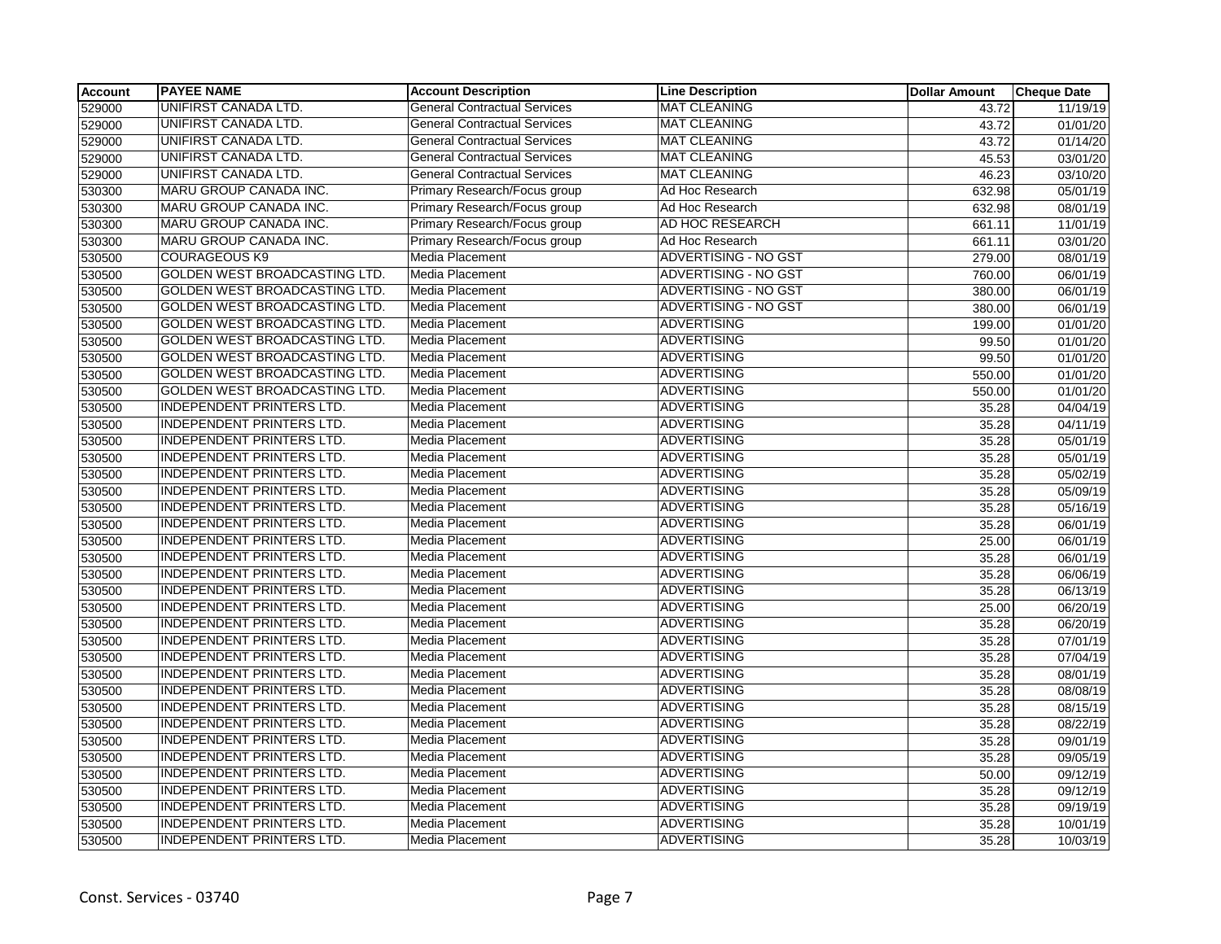| Account | PAYEE NAME | Account Description | Line Description | Dollar Amount | Cheque Date |
|---|---|---|---|---|---|
| 529000 | UNIFIRST CANADA LTD. | General Contractual Services | MAT CLEANING | 43.72 | 11/19/19 |
| 529000 | UNIFIRST CANADA LTD. | General Contractual Services | MAT CLEANING | 43.72 | 01/01/20 |
| 529000 | UNIFIRST CANADA LTD. | General Contractual Services | MAT CLEANING | 43.72 | 01/14/20 |
| 529000 | UNIFIRST CANADA LTD. | General Contractual Services | MAT CLEANING | 45.53 | 03/01/20 |
| 529000 | UNIFIRST CANADA LTD. | General Contractual Services | MAT CLEANING | 46.23 | 03/10/20 |
| 530300 | MARU GROUP CANADA INC. | Primary Research/Focus group | Ad Hoc Research | 632.98 | 05/01/19 |
| 530300 | MARU GROUP CANADA INC. | Primary Research/Focus group | Ad Hoc Research | 632.98 | 08/01/19 |
| 530300 | MARU GROUP CANADA INC. | Primary Research/Focus group | AD HOC RESEARCH | 661.11 | 11/01/19 |
| 530300 | MARU GROUP CANADA INC. | Primary Research/Focus group | Ad Hoc Research | 661.11 | 03/01/20 |
| 530500 | COURAGEOUS K9 | Media Placement | ADVERTISING - NO GST | 279.00 | 08/01/19 |
| 530500 | GOLDEN WEST BROADCASTING LTD. | Media Placement | ADVERTISING - NO GST | 760.00 | 06/01/19 |
| 530500 | GOLDEN WEST BROADCASTING LTD. | Media Placement | ADVERTISING - NO GST | 380.00 | 06/01/19 |
| 530500 | GOLDEN WEST BROADCASTING LTD. | Media Placement | ADVERTISING - NO GST | 380.00 | 06/01/19 |
| 530500 | GOLDEN WEST BROADCASTING LTD. | Media Placement | ADVERTISING | 199.00 | 01/01/20 |
| 530500 | GOLDEN WEST BROADCASTING LTD. | Media Placement | ADVERTISING | 99.50 | 01/01/20 |
| 530500 | GOLDEN WEST BROADCASTING LTD. | Media Placement | ADVERTISING | 99.50 | 01/01/20 |
| 530500 | GOLDEN WEST BROADCASTING LTD. | Media Placement | ADVERTISING | 550.00 | 01/01/20 |
| 530500 | GOLDEN WEST BROADCASTING LTD. | Media Placement | ADVERTISING | 550.00 | 01/01/20 |
| 530500 | INDEPENDENT PRINTERS LTD. | Media Placement | ADVERTISING | 35.28 | 04/04/19 |
| 530500 | INDEPENDENT PRINTERS LTD. | Media Placement | ADVERTISING | 35.28 | 04/11/19 |
| 530500 | INDEPENDENT PRINTERS LTD. | Media Placement | ADVERTISING | 35.28 | 05/01/19 |
| 530500 | INDEPENDENT PRINTERS LTD. | Media Placement | ADVERTISING | 35.28 | 05/01/19 |
| 530500 | INDEPENDENT PRINTERS LTD. | Media Placement | ADVERTISING | 35.28 | 05/02/19 |
| 530500 | INDEPENDENT PRINTERS LTD. | Media Placement | ADVERTISING | 35.28 | 05/09/19 |
| 530500 | INDEPENDENT PRINTERS LTD. | Media Placement | ADVERTISING | 35.28 | 05/16/19 |
| 530500 | INDEPENDENT PRINTERS LTD. | Media Placement | ADVERTISING | 35.28 | 06/01/19 |
| 530500 | INDEPENDENT PRINTERS LTD. | Media Placement | ADVERTISING | 25.00 | 06/01/19 |
| 530500 | INDEPENDENT PRINTERS LTD. | Media Placement | ADVERTISING | 35.28 | 06/01/19 |
| 530500 | INDEPENDENT PRINTERS LTD. | Media Placement | ADVERTISING | 35.28 | 06/06/19 |
| 530500 | INDEPENDENT PRINTERS LTD. | Media Placement | ADVERTISING | 35.28 | 06/13/19 |
| 530500 | INDEPENDENT PRINTERS LTD. | Media Placement | ADVERTISING | 25.00 | 06/20/19 |
| 530500 | INDEPENDENT PRINTERS LTD. | Media Placement | ADVERTISING | 35.28 | 06/20/19 |
| 530500 | INDEPENDENT PRINTERS LTD. | Media Placement | ADVERTISING | 35.28 | 07/01/19 |
| 530500 | INDEPENDENT PRINTERS LTD. | Media Placement | ADVERTISING | 35.28 | 07/04/19 |
| 530500 | INDEPENDENT PRINTERS LTD. | Media Placement | ADVERTISING | 35.28 | 08/01/19 |
| 530500 | INDEPENDENT PRINTERS LTD. | Media Placement | ADVERTISING | 35.28 | 08/08/19 |
| 530500 | INDEPENDENT PRINTERS LTD. | Media Placement | ADVERTISING | 35.28 | 08/15/19 |
| 530500 | INDEPENDENT PRINTERS LTD. | Media Placement | ADVERTISING | 35.28 | 08/22/19 |
| 530500 | INDEPENDENT PRINTERS LTD. | Media Placement | ADVERTISING | 35.28 | 09/01/19 |
| 530500 | INDEPENDENT PRINTERS LTD. | Media Placement | ADVERTISING | 35.28 | 09/05/19 |
| 530500 | INDEPENDENT PRINTERS LTD. | Media Placement | ADVERTISING | 50.00 | 09/12/19 |
| 530500 | INDEPENDENT PRINTERS LTD. | Media Placement | ADVERTISING | 35.28 | 09/12/19 |
| 530500 | INDEPENDENT PRINTERS LTD. | Media Placement | ADVERTISING | 35.28 | 09/19/19 |
| 530500 | INDEPENDENT PRINTERS LTD. | Media Placement | ADVERTISING | 35.28 | 10/01/19 |
| 530500 | INDEPENDENT PRINTERS LTD. | Media Placement | ADVERTISING | 35.28 | 10/03/19 |

Const. Services - 03740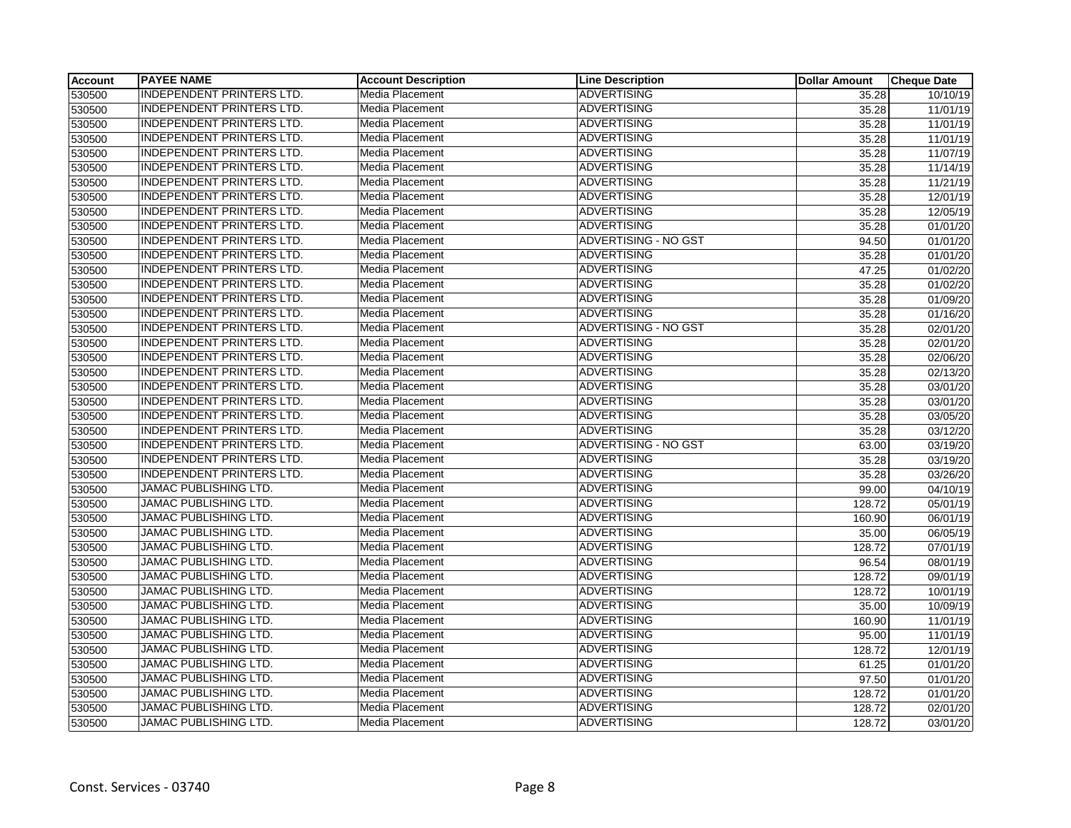| Account | PAYEE NAME | Account Description | Line Description | Dollar Amount | Cheque Date |
|---|---|---|---|---|---|
| 530500 | INDEPENDENT PRINTERS LTD. | Media Placement | ADVERTISING | 35.28 | 10/10/19 |
| 530500 | INDEPENDENT PRINTERS LTD. | Media Placement | ADVERTISING | 35.28 | 11/01/19 |
| 530500 | INDEPENDENT PRINTERS LTD. | Media Placement | ADVERTISING | 35.28 | 11/01/19 |
| 530500 | INDEPENDENT PRINTERS LTD. | Media Placement | ADVERTISING | 35.28 | 11/01/19 |
| 530500 | INDEPENDENT PRINTERS LTD. | Media Placement | ADVERTISING | 35.28 | 11/07/19 |
| 530500 | INDEPENDENT PRINTERS LTD. | Media Placement | ADVERTISING | 35.28 | 11/14/19 |
| 530500 | INDEPENDENT PRINTERS LTD. | Media Placement | ADVERTISING | 35.28 | 11/21/19 |
| 530500 | INDEPENDENT PRINTERS LTD. | Media Placement | ADVERTISING | 35.28 | 12/01/19 |
| 530500 | INDEPENDENT PRINTERS LTD. | Media Placement | ADVERTISING | 35.28 | 12/05/19 |
| 530500 | INDEPENDENT PRINTERS LTD. | Media Placement | ADVERTISING | 35.28 | 01/01/20 |
| 530500 | INDEPENDENT PRINTERS LTD. | Media Placement | ADVERTISING - NO GST | 94.50 | 01/01/20 |
| 530500 | INDEPENDENT PRINTERS LTD. | Media Placement | ADVERTISING | 35.28 | 01/01/20 |
| 530500 | INDEPENDENT PRINTERS LTD. | Media Placement | ADVERTISING | 47.25 | 01/02/20 |
| 530500 | INDEPENDENT PRINTERS LTD. | Media Placement | ADVERTISING | 35.28 | 01/02/20 |
| 530500 | INDEPENDENT PRINTERS LTD. | Media Placement | ADVERTISING | 35.28 | 01/09/20 |
| 530500 | INDEPENDENT PRINTERS LTD. | Media Placement | ADVERTISING | 35.28 | 01/16/20 |
| 530500 | INDEPENDENT PRINTERS LTD. | Media Placement | ADVERTISING - NO GST | 35.28 | 02/01/20 |
| 530500 | INDEPENDENT PRINTERS LTD. | Media Placement | ADVERTISING | 35.28 | 02/01/20 |
| 530500 | INDEPENDENT PRINTERS LTD. | Media Placement | ADVERTISING | 35.28 | 02/06/20 |
| 530500 | INDEPENDENT PRINTERS LTD. | Media Placement | ADVERTISING | 35.28 | 02/13/20 |
| 530500 | INDEPENDENT PRINTERS LTD. | Media Placement | ADVERTISING | 35.28 | 03/01/20 |
| 530500 | INDEPENDENT PRINTERS LTD. | Media Placement | ADVERTISING | 35.28 | 03/01/20 |
| 530500 | INDEPENDENT PRINTERS LTD. | Media Placement | ADVERTISING | 35.28 | 03/05/20 |
| 530500 | INDEPENDENT PRINTERS LTD. | Media Placement | ADVERTISING | 35.28 | 03/12/20 |
| 530500 | INDEPENDENT PRINTERS LTD. | Media Placement | ADVERTISING - NO GST | 63.00 | 03/19/20 |
| 530500 | INDEPENDENT PRINTERS LTD. | Media Placement | ADVERTISING | 35.28 | 03/19/20 |
| 530500 | INDEPENDENT PRINTERS LTD. | Media Placement | ADVERTISING | 35.28 | 03/26/20 |
| 530500 | JAMAC PUBLISHING LTD. | Media Placement | ADVERTISING | 99.00 | 04/10/19 |
| 530500 | JAMAC PUBLISHING LTD. | Media Placement | ADVERTISING | 128.72 | 05/01/19 |
| 530500 | JAMAC PUBLISHING LTD. | Media Placement | ADVERTISING | 160.90 | 06/01/19 |
| 530500 | JAMAC PUBLISHING LTD. | Media Placement | ADVERTISING | 35.00 | 06/05/19 |
| 530500 | JAMAC PUBLISHING LTD. | Media Placement | ADVERTISING | 128.72 | 07/01/19 |
| 530500 | JAMAC PUBLISHING LTD. | Media Placement | ADVERTISING | 96.54 | 08/01/19 |
| 530500 | JAMAC PUBLISHING LTD. | Media Placement | ADVERTISING | 128.72 | 09/01/19 |
| 530500 | JAMAC PUBLISHING LTD. | Media Placement | ADVERTISING | 128.72 | 10/01/19 |
| 530500 | JAMAC PUBLISHING LTD. | Media Placement | ADVERTISING | 35.00 | 10/09/19 |
| 530500 | JAMAC PUBLISHING LTD. | Media Placement | ADVERTISING | 160.90 | 11/01/19 |
| 530500 | JAMAC PUBLISHING LTD. | Media Placement | ADVERTISING | 95.00 | 11/01/19 |
| 530500 | JAMAC PUBLISHING LTD. | Media Placement | ADVERTISING | 128.72 | 12/01/19 |
| 530500 | JAMAC PUBLISHING LTD. | Media Placement | ADVERTISING | 61.25 | 01/01/20 |
| 530500 | JAMAC PUBLISHING LTD. | Media Placement | ADVERTISING | 97.50 | 01/01/20 |
| 530500 | JAMAC PUBLISHING LTD. | Media Placement | ADVERTISING | 128.72 | 01/01/20 |
| 530500 | JAMAC PUBLISHING LTD. | Media Placement | ADVERTISING | 128.72 | 02/01/20 |
| 530500 | JAMAC PUBLISHING LTD. | Media Placement | ADVERTISING | 128.72 | 03/01/20 |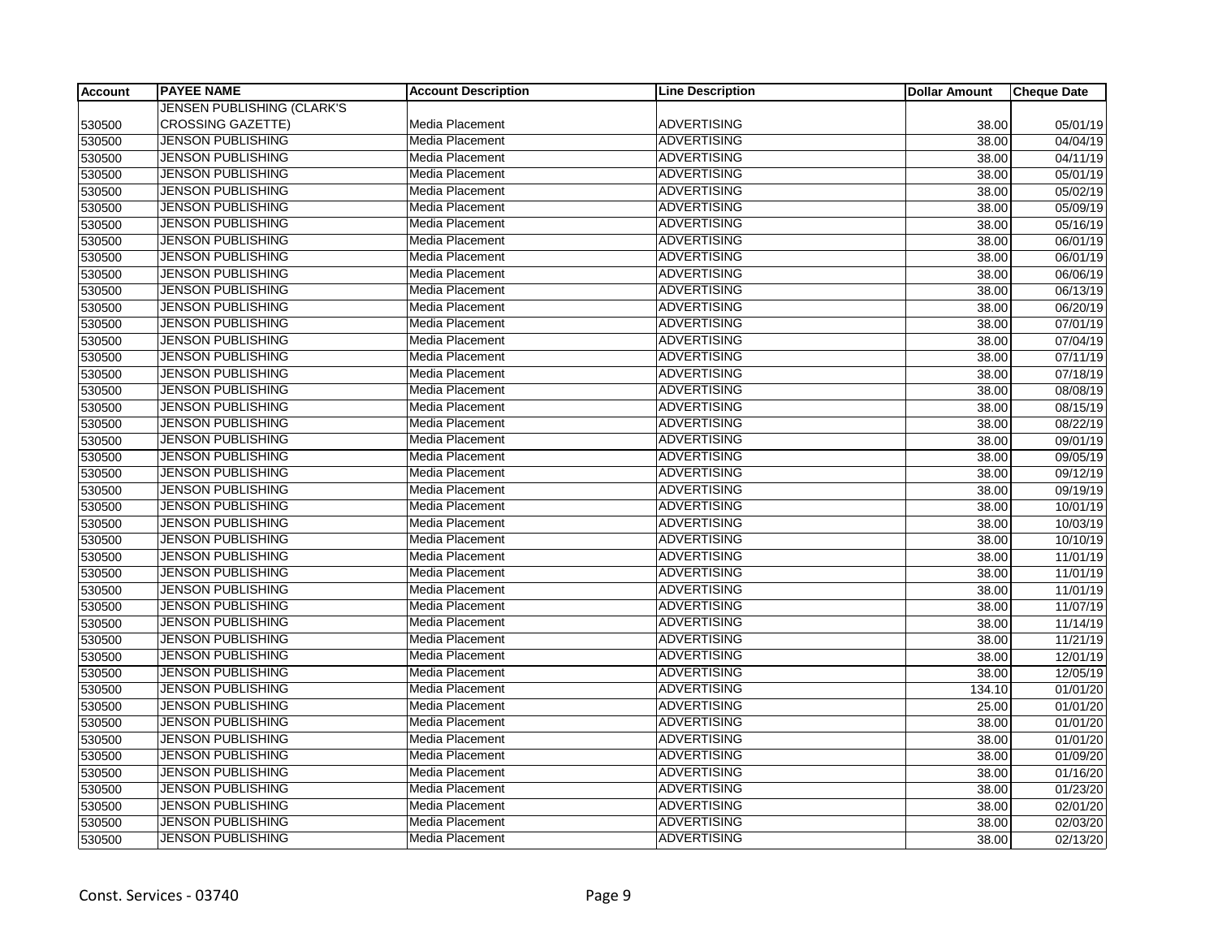| Account | PAYEE NAME | Account Description | Line Description | Dollar Amount | Cheque Date |
|---|---|---|---|---|---|
| 530500 | JENSEN PUBLISHING (CLARK'S CROSSING GAZETTE) | Media Placement | ADVERTISING | 38.00 | 05/01/19 |
| 530500 | JENSON PUBLISHING | Media Placement | ADVERTISING | 38.00 | 04/04/19 |
| 530500 | JENSON PUBLISHING | Media Placement | ADVERTISING | 38.00 | 04/11/19 |
| 530500 | JENSON PUBLISHING | Media Placement | ADVERTISING | 38.00 | 05/01/19 |
| 530500 | JENSON PUBLISHING | Media Placement | ADVERTISING | 38.00 | 05/02/19 |
| 530500 | JENSON PUBLISHING | Media Placement | ADVERTISING | 38.00 | 05/09/19 |
| 530500 | JENSON PUBLISHING | Media Placement | ADVERTISING | 38.00 | 05/16/19 |
| 530500 | JENSON PUBLISHING | Media Placement | ADVERTISING | 38.00 | 06/01/19 |
| 530500 | JENSON PUBLISHING | Media Placement | ADVERTISING | 38.00 | 06/01/19 |
| 530500 | JENSON PUBLISHING | Media Placement | ADVERTISING | 38.00 | 06/06/19 |
| 530500 | JENSON PUBLISHING | Media Placement | ADVERTISING | 38.00 | 06/13/19 |
| 530500 | JENSON PUBLISHING | Media Placement | ADVERTISING | 38.00 | 06/20/19 |
| 530500 | JENSON PUBLISHING | Media Placement | ADVERTISING | 38.00 | 07/01/19 |
| 530500 | JENSON PUBLISHING | Media Placement | ADVERTISING | 38.00 | 07/04/19 |
| 530500 | JENSON PUBLISHING | Media Placement | ADVERTISING | 38.00 | 07/11/19 |
| 530500 | JENSON PUBLISHING | Media Placement | ADVERTISING | 38.00 | 07/18/19 |
| 530500 | JENSON PUBLISHING | Media Placement | ADVERTISING | 38.00 | 08/08/19 |
| 530500 | JENSON PUBLISHING | Media Placement | ADVERTISING | 38.00 | 08/15/19 |
| 530500 | JENSON PUBLISHING | Media Placement | ADVERTISING | 38.00 | 08/22/19 |
| 530500 | JENSON PUBLISHING | Media Placement | ADVERTISING | 38.00 | 09/01/19 |
| 530500 | JENSON PUBLISHING | Media Placement | ADVERTISING | 38.00 | 09/05/19 |
| 530500 | JENSON PUBLISHING | Media Placement | ADVERTISING | 38.00 | 09/12/19 |
| 530500 | JENSON PUBLISHING | Media Placement | ADVERTISING | 38.00 | 09/19/19 |
| 530500 | JENSON PUBLISHING | Media Placement | ADVERTISING | 38.00 | 10/01/19 |
| 530500 | JENSON PUBLISHING | Media Placement | ADVERTISING | 38.00 | 10/03/19 |
| 530500 | JENSON PUBLISHING | Media Placement | ADVERTISING | 38.00 | 10/10/19 |
| 530500 | JENSON PUBLISHING | Media Placement | ADVERTISING | 38.00 | 11/01/19 |
| 530500 | JENSON PUBLISHING | Media Placement | ADVERTISING | 38.00 | 11/01/19 |
| 530500 | JENSON PUBLISHING | Media Placement | ADVERTISING | 38.00 | 11/01/19 |
| 530500 | JENSON PUBLISHING | Media Placement | ADVERTISING | 38.00 | 11/07/19 |
| 530500 | JENSON PUBLISHING | Media Placement | ADVERTISING | 38.00 | 11/14/19 |
| 530500 | JENSON PUBLISHING | Media Placement | ADVERTISING | 38.00 | 11/21/19 |
| 530500 | JENSON PUBLISHING | Media Placement | ADVERTISING | 38.00 | 12/01/19 |
| 530500 | JENSON PUBLISHING | Media Placement | ADVERTISING | 38.00 | 12/05/19 |
| 530500 | JENSON PUBLISHING | Media Placement | ADVERTISING | 134.10 | 01/01/20 |
| 530500 | JENSON PUBLISHING | Media Placement | ADVERTISING | 25.00 | 01/01/20 |
| 530500 | JENSON PUBLISHING | Media Placement | ADVERTISING | 38.00 | 01/01/20 |
| 530500 | JENSON PUBLISHING | Media Placement | ADVERTISING | 38.00 | 01/01/20 |
| 530500 | JENSON PUBLISHING | Media Placement | ADVERTISING | 38.00 | 01/09/20 |
| 530500 | JENSON PUBLISHING | Media Placement | ADVERTISING | 38.00 | 01/16/20 |
| 530500 | JENSON PUBLISHING | Media Placement | ADVERTISING | 38.00 | 01/23/20 |
| 530500 | JENSON PUBLISHING | Media Placement | ADVERTISING | 38.00 | 02/01/20 |
| 530500 | JENSON PUBLISHING | Media Placement | ADVERTISING | 38.00 | 02/03/20 |
| 530500 | JENSON PUBLISHING | Media Placement | ADVERTISING | 38.00 | 02/13/20 |

Const. Services - 03740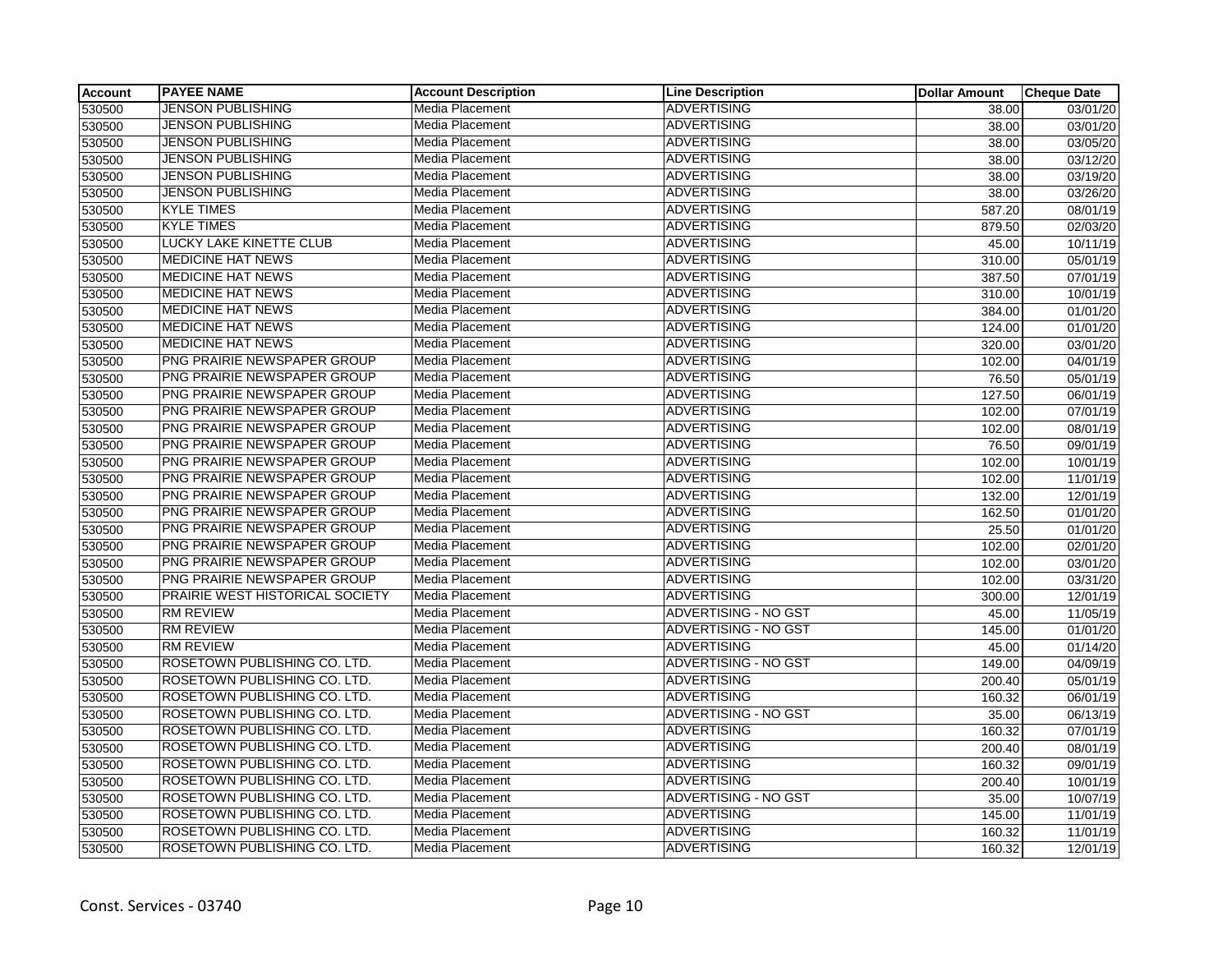| Account | PAYEE NAME | Account Description | Line Description | Dollar Amount | Cheque Date |
|---|---|---|---|---|---|
| 530500 | JENSON PUBLISHING | Media Placement | ADVERTISING | 38.00 | 03/01/20 |
| 530500 | JENSON PUBLISHING | Media Placement | ADVERTISING | 38.00 | 03/01/20 |
| 530500 | JENSON PUBLISHING | Media Placement | ADVERTISING | 38.00 | 03/05/20 |
| 530500 | JENSON PUBLISHING | Media Placement | ADVERTISING | 38.00 | 03/12/20 |
| 530500 | JENSON PUBLISHING | Media Placement | ADVERTISING | 38.00 | 03/19/20 |
| 530500 | JENSON PUBLISHING | Media Placement | ADVERTISING | 38.00 | 03/26/20 |
| 530500 | KYLE TIMES | Media Placement | ADVERTISING | 587.20 | 08/01/19 |
| 530500 | KYLE TIMES | Media Placement | ADVERTISING | 879.50 | 02/03/20 |
| 530500 | LUCKY LAKE KINETTE CLUB | Media Placement | ADVERTISING | 45.00 | 10/11/19 |
| 530500 | MEDICINE HAT NEWS | Media Placement | ADVERTISING | 310.00 | 05/01/19 |
| 530500 | MEDICINE HAT NEWS | Media Placement | ADVERTISING | 387.50 | 07/01/19 |
| 530500 | MEDICINE HAT NEWS | Media Placement | ADVERTISING | 310.00 | 10/01/19 |
| 530500 | MEDICINE HAT NEWS | Media Placement | ADVERTISING | 384.00 | 01/01/20 |
| 530500 | MEDICINE HAT NEWS | Media Placement | ADVERTISING | 124.00 | 01/01/20 |
| 530500 | MEDICINE HAT NEWS | Media Placement | ADVERTISING | 320.00 | 03/01/20 |
| 530500 | PNG PRAIRIE NEWSPAPER GROUP | Media Placement | ADVERTISING | 102.00 | 04/01/19 |
| 530500 | PNG PRAIRIE NEWSPAPER GROUP | Media Placement | ADVERTISING | 76.50 | 05/01/19 |
| 530500 | PNG PRAIRIE NEWSPAPER GROUP | Media Placement | ADVERTISING | 127.50 | 06/01/19 |
| 530500 | PNG PRAIRIE NEWSPAPER GROUP | Media Placement | ADVERTISING | 102.00 | 07/01/19 |
| 530500 | PNG PRAIRIE NEWSPAPER GROUP | Media Placement | ADVERTISING | 102.00 | 08/01/19 |
| 530500 | PNG PRAIRIE NEWSPAPER GROUP | Media Placement | ADVERTISING | 76.50 | 09/01/19 |
| 530500 | PNG PRAIRIE NEWSPAPER GROUP | Media Placement | ADVERTISING | 102.00 | 10/01/19 |
| 530500 | PNG PRAIRIE NEWSPAPER GROUP | Media Placement | ADVERTISING | 102.00 | 11/01/19 |
| 530500 | PNG PRAIRIE NEWSPAPER GROUP | Media Placement | ADVERTISING | 132.00 | 12/01/19 |
| 530500 | PNG PRAIRIE NEWSPAPER GROUP | Media Placement | ADVERTISING | 162.50 | 01/01/20 |
| 530500 | PNG PRAIRIE NEWSPAPER GROUP | Media Placement | ADVERTISING | 25.50 | 01/01/20 |
| 530500 | PNG PRAIRIE NEWSPAPER GROUP | Media Placement | ADVERTISING | 102.00 | 02/01/20 |
| 530500 | PNG PRAIRIE NEWSPAPER GROUP | Media Placement | ADVERTISING | 102.00 | 03/01/20 |
| 530500 | PNG PRAIRIE NEWSPAPER GROUP | Media Placement | ADVERTISING | 102.00 | 03/31/20 |
| 530500 | PRAIRIE WEST HISTORICAL SOCIETY | Media Placement | ADVERTISING | 300.00 | 12/01/19 |
| 530500 | RM REVIEW | Media Placement | ADVERTISING - NO GST | 45.00 | 11/05/19 |
| 530500 | RM REVIEW | Media Placement | ADVERTISING - NO GST | 145.00 | 01/01/20 |
| 530500 | RM REVIEW | Media Placement | ADVERTISING | 45.00 | 01/14/20 |
| 530500 | ROSETOWN PUBLISHING CO. LTD. | Media Placement | ADVERTISING - NO GST | 149.00 | 04/09/19 |
| 530500 | ROSETOWN PUBLISHING CO. LTD. | Media Placement | ADVERTISING | 200.40 | 05/01/19 |
| 530500 | ROSETOWN PUBLISHING CO. LTD. | Media Placement | ADVERTISING | 160.32 | 06/01/19 |
| 530500 | ROSETOWN PUBLISHING CO. LTD. | Media Placement | ADVERTISING - NO GST | 35.00 | 06/13/19 |
| 530500 | ROSETOWN PUBLISHING CO. LTD. | Media Placement | ADVERTISING | 160.32 | 07/01/19 |
| 530500 | ROSETOWN PUBLISHING CO. LTD. | Media Placement | ADVERTISING | 200.40 | 08/01/19 |
| 530500 | ROSETOWN PUBLISHING CO. LTD. | Media Placement | ADVERTISING | 160.32 | 09/01/19 |
| 530500 | ROSETOWN PUBLISHING CO. LTD. | Media Placement | ADVERTISING | 200.40 | 10/01/19 |
| 530500 | ROSETOWN PUBLISHING CO. LTD. | Media Placement | ADVERTISING - NO GST | 35.00 | 10/07/19 |
| 530500 | ROSETOWN PUBLISHING CO. LTD. | Media Placement | ADVERTISING | 145.00 | 11/01/19 |
| 530500 | ROSETOWN PUBLISHING CO. LTD. | Media Placement | ADVERTISING | 160.32 | 11/01/19 |
| 530500 | ROSETOWN PUBLISHING CO. LTD. | Media Placement | ADVERTISING | 160.32 | 12/01/19 |

Const. Services - 03740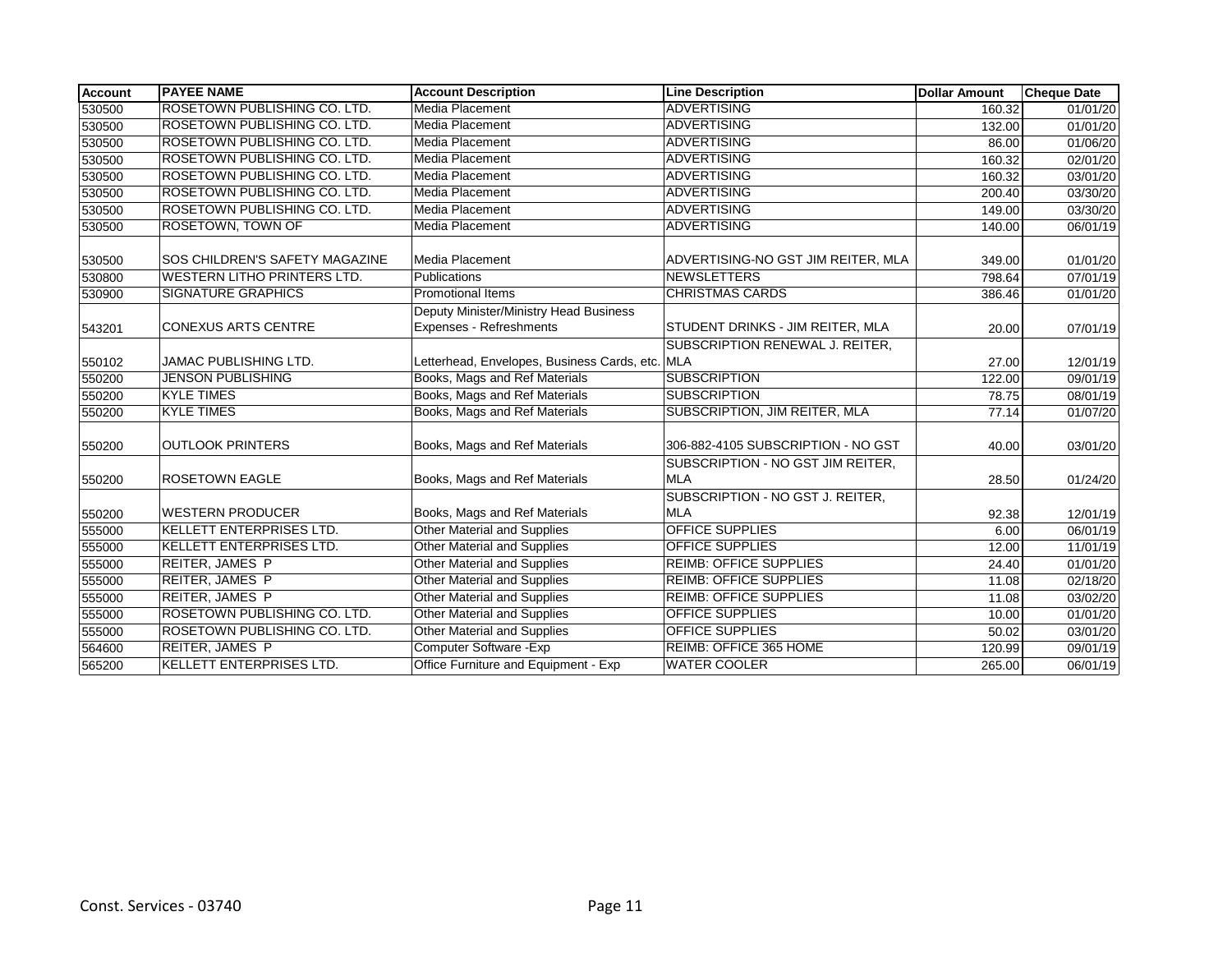| Account | PAYEE NAME | Account Description | Line Description | Dollar Amount | Cheque Date |
|---|---|---|---|---|---|
| 530500 | ROSETOWN PUBLISHING CO. LTD. | Media Placement | ADVERTISING | 160.32 | 01/01/20 |
| 530500 | ROSETOWN PUBLISHING CO. LTD. | Media Placement | ADVERTISING | 132.00 | 01/01/20 |
| 530500 | ROSETOWN PUBLISHING CO. LTD. | Media Placement | ADVERTISING | 86.00 | 01/06/20 |
| 530500 | ROSETOWN PUBLISHING CO. LTD. | Media Placement | ADVERTISING | 160.32 | 02/01/20 |
| 530500 | ROSETOWN PUBLISHING CO. LTD. | Media Placement | ADVERTISING | 160.32 | 03/01/20 |
| 530500 | ROSETOWN PUBLISHING CO. LTD. | Media Placement | ADVERTISING | 200.40 | 03/30/20 |
| 530500 | ROSETOWN PUBLISHING CO. LTD. | Media Placement | ADVERTISING | 149.00 | 03/30/20 |
| 530500 | ROSETOWN, TOWN OF | Media Placement | ADVERTISING | 140.00 | 06/01/19 |
| 530500 | SOS CHILDREN'S SAFETY MAGAZINE | Media Placement | ADVERTISING-NO GST JIM REITER, MLA | 349.00 | 01/01/20 |
| 530800 | WESTERN LITHO PRINTERS LTD. | Publications | NEWSLETTERS | 798.64 | 07/01/19 |
| 530900 | SIGNATURE GRAPHICS | Promotional Items | CHRISTMAS CARDS | 386.46 | 01/01/20 |
| 543201 | CONEXUS ARTS CENTRE | Deputy Minister/Ministry Head Business Expenses - Refreshments | STUDENT DRINKS - JIM REITER, MLA | 20.00 | 07/01/19 |
| 550102 | JAMAC PUBLISHING LTD. | Letterhead, Envelopes, Business Cards, etc. | SUBSCRIPTION RENEWAL J. REITER, MLA | 27.00 | 12/01/19 |
| 550200 | JENSON PUBLISHING | Books, Mags and Ref Materials | SUBSCRIPTION | 122.00 | 09/01/19 |
| 550200 | KYLE TIMES | Books, Mags and Ref Materials | SUBSCRIPTION | 78.75 | 08/01/19 |
| 550200 | KYLE TIMES | Books, Mags and Ref Materials | SUBSCRIPTION, JIM REITER, MLA | 77.14 | 01/07/20 |
| 550200 | OUTLOOK PRINTERS | Books, Mags and Ref Materials | 306-882-4105 SUBSCRIPTION - NO GST | 40.00 | 03/01/20 |
| 550200 | ROSETOWN EAGLE | Books, Mags and Ref Materials | SUBSCRIPTION - NO GST JIM REITER, MLA | 28.50 | 01/24/20 |
| 550200 | WESTERN PRODUCER | Books, Mags and Ref Materials | SUBSCRIPTION - NO GST J. REITER, MLA | 92.38 | 12/01/19 |
| 555000 | KELLETT ENTERPRISES LTD. | Other Material and Supplies | OFFICE SUPPLIES | 6.00 | 06/01/19 |
| 555000 | KELLETT ENTERPRISES LTD. | Other Material and Supplies | OFFICE SUPPLIES | 12.00 | 11/01/19 |
| 555000 | REITER, JAMES P | Other Material and Supplies | REIMB: OFFICE SUPPLIES | 24.40 | 01/01/20 |
| 555000 | REITER, JAMES P | Other Material and Supplies | REIMB: OFFICE SUPPLIES | 11.08 | 02/18/20 |
| 555000 | REITER, JAMES P | Other Material and Supplies | REIMB: OFFICE SUPPLIES | 11.08 | 03/02/20 |
| 555000 | ROSETOWN PUBLISHING CO. LTD. | Other Material and Supplies | OFFICE SUPPLIES | 10.00 | 01/01/20 |
| 555000 | ROSETOWN PUBLISHING CO. LTD. | Other Material and Supplies | OFFICE SUPPLIES | 50.02 | 03/01/20 |
| 564600 | REITER, JAMES P | Computer Software -Exp | REIMB: OFFICE 365 HOME | 120.99 | 09/01/19 |
| 565200 | KELLETT ENTERPRISES LTD. | Office Furniture and Equipment - Exp | WATER COOLER | 265.00 | 06/01/19 |

Const. Services - 03740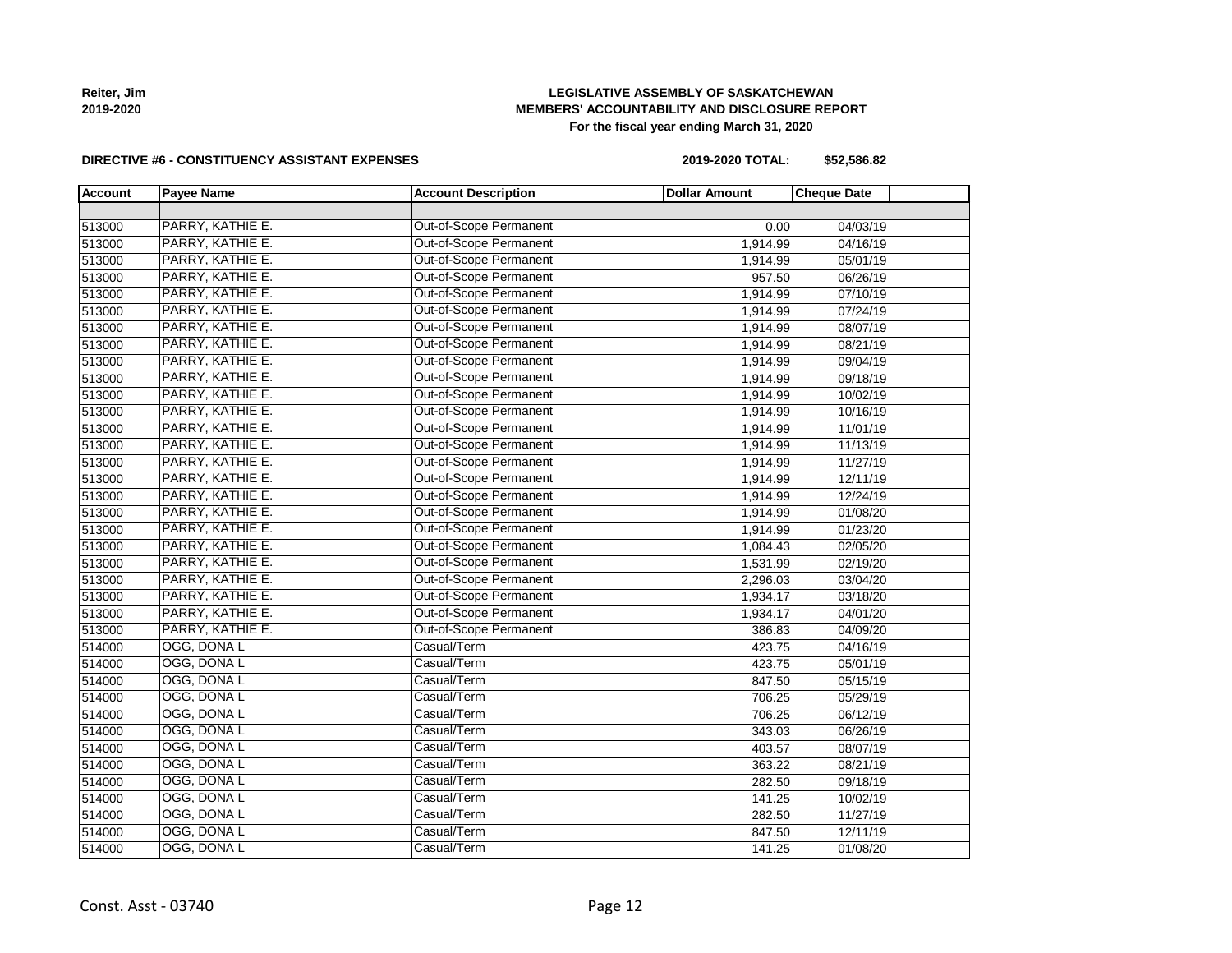**Reiter, Jim**
**2019-2020**

**LEGISLATIVE ASSEMBLY OF SASKATCHEWAN**
**MEMBERS' ACCOUNTABILITY AND DISCLOSURE REPORT**
**For the fiscal year ending March 31, 2020**

**DIRECTIVE #6 - CONSTITUENCY ASSISTANT EXPENSES** **2019-2020 TOTAL: $52,586.82**

| Account | Payee Name | Account Description | Dollar Amount | Cheque Date | |
|---|---|---|---|---|---|
| | | | | | |
| 513000 | PARRY, KATHIE E. | Out-of-Scope Permanent | 0.00 | 04/03/19 | |
| 513000 | PARRY, KATHIE E. | Out-of-Scope Permanent | 1,914.99 | 04/16/19 | |
| 513000 | PARRY, KATHIE E. | Out-of-Scope Permanent | 1,914.99 | 05/01/19 | |
| 513000 | PARRY, KATHIE E. | Out-of-Scope Permanent | 957.50 | 06/26/19 | |
| 513000 | PARRY, KATHIE E. | Out-of-Scope Permanent | 1,914.99 | 07/10/19 | |
| 513000 | PARRY, KATHIE E. | Out-of-Scope Permanent | 1,914.99 | 07/24/19 | |
| 513000 | PARRY, KATHIE E. | Out-of-Scope Permanent | 1,914.99 | 08/07/19 | |
| 513000 | PARRY, KATHIE E. | Out-of-Scope Permanent | 1,914.99 | 08/21/19 | |
| 513000 | PARRY, KATHIE E. | Out-of-Scope Permanent | 1,914.99 | 09/04/19 | |
| 513000 | PARRY, KATHIE E. | Out-of-Scope Permanent | 1,914.99 | 09/18/19 | |
| 513000 | PARRY, KATHIE E. | Out-of-Scope Permanent | 1,914.99 | 10/02/19 | |
| 513000 | PARRY, KATHIE E. | Out-of-Scope Permanent | 1,914.99 | 10/16/19 | |
| 513000 | PARRY, KATHIE E. | Out-of-Scope Permanent | 1,914.99 | 11/01/19 | |
| 513000 | PARRY, KATHIE E. | Out-of-Scope Permanent | 1,914.99 | 11/13/19 | |
| 513000 | PARRY, KATHIE E. | Out-of-Scope Permanent | 1,914.99 | 11/27/19 | |
| 513000 | PARRY, KATHIE E. | Out-of-Scope Permanent | 1,914.99 | 12/11/19 | |
| 513000 | PARRY, KATHIE E. | Out-of-Scope Permanent | 1,914.99 | 12/24/19 | |
| 513000 | PARRY, KATHIE E. | Out-of-Scope Permanent | 1,914.99 | 01/08/20 | |
| 513000 | PARRY, KATHIE E. | Out-of-Scope Permanent | 1,914.99 | 01/23/20 | |
| 513000 | PARRY, KATHIE E. | Out-of-Scope Permanent | 1,084.43 | 02/05/20 | |
| 513000 | PARRY, KATHIE E. | Out-of-Scope Permanent | 1,531.99 | 02/19/20 | |
| 513000 | PARRY, KATHIE E. | Out-of-Scope Permanent | 2,296.03 | 03/04/20 | |
| 513000 | PARRY, KATHIE E. | Out-of-Scope Permanent | 1,934.17 | 03/18/20 | |
| 513000 | PARRY, KATHIE E. | Out-of-Scope Permanent | 1,934.17 | 04/01/20 | |
| 513000 | PARRY, KATHIE E. | Out-of-Scope Permanent | 386.83 | 04/09/20 | |
| 514000 | OGG, DONA L | Casual/Term | 423.75 | 04/16/19 | |
| 514000 | OGG, DONA L | Casual/Term | 423.75 | 05/01/19 | |
| 514000 | OGG, DONA L | Casual/Term | 847.50 | 05/15/19 | |
| 514000 | OGG, DONA L | Casual/Term | 706.25 | 05/29/19 | |
| 514000 | OGG, DONA L | Casual/Term | 706.25 | 06/12/19 | |
| 514000 | OGG, DONA L | Casual/Term | 343.03 | 06/26/19 | |
| 514000 | OGG, DONA L | Casual/Term | 403.57 | 08/07/19 | |
| 514000 | OGG, DONA L | Casual/Term | 363.22 | 08/21/19 | |
| 514000 | OGG, DONA L | Casual/Term | 282.50 | 09/18/19 | |
| 514000 | OGG, DONA L | Casual/Term | 141.25 | 10/02/19 | |
| 514000 | OGG, DONA L | Casual/Term | 282.50 | 11/27/19 | |
| 514000 | OGG, DONA L | Casual/Term | 847.50 | 12/11/19 | |
| 514000 | OGG, DONA L | Casual/Term | 141.25 | 01/08/20 | |

Const. Asst - 03740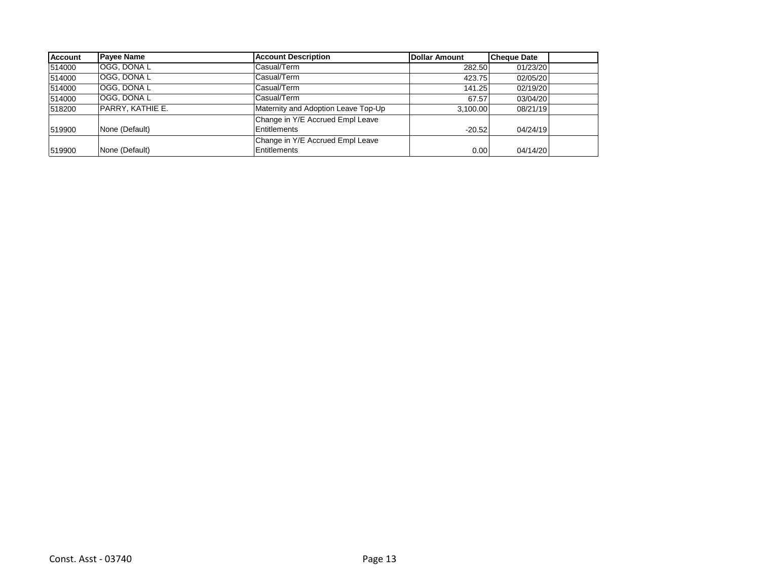| Account | Payee Name | Account Description | Dollar Amount | Cheque Date | |
|---|---|---|---|---|---|
| 514000 | OGG, DONA L | Casual/Term | 282.50 | 01/23/20 | |
| 514000 | OGG, DONA L | Casual/Term | 423.75 | 02/05/20 | |
| 514000 | OGG, DONA L | Casual/Term | 141.25 | 02/19/20 | |
| 514000 | OGG, DONA L | Casual/Term | 67.57 | 03/04/20 | |
| 518200 | PARRY, KATHIE E. | Maternity and Adoption Leave Top-Up | 3,100.00 | 08/21/19 | |
| 519900 | None (Default) | Change in Y/E Accrued Empl Leave Entitlements | -20.52 | 04/24/19 | |
| 519900 | None (Default) | Change in Y/E Accrued Empl Leave Entitlements | 0.00 | 04/14/20 | |

Const. Asst - 03740